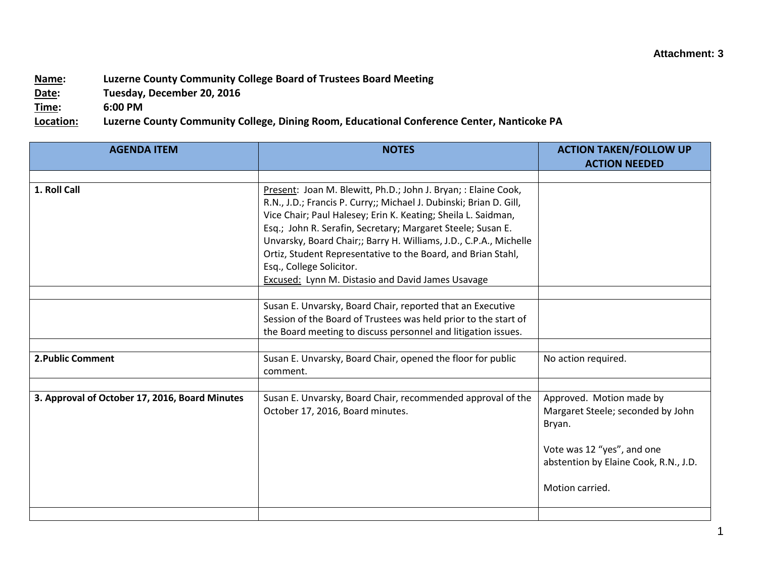Attachment: 3

**Name:** **Luzerne County Community College Board of Trustees Board Meeting**
**Date:** **Tuesday, December 20, 2016**
**Time:** **6:00 PM**
**Location:** **Luzerne County Community College, Dining Room, Educational Conference Center, Nanticoke PA**

| AGENDA ITEM | NOTES | ACTION TAKEN/FOLLOW UP ACTION NEEDED |
|---|---|---|
| | | |
| **1. Roll Call** | Present: Joan M. Blewitt, Ph.D.; John J. Bryan; : Elaine Cook, R.N., J.D.; Francis P. Curry;; Michael J. Dubinski; Brian D. Gill, Vice Chair; Paul Halesey; Erin K. Keating; Sheila L. Saidman, Esq.; John R. Serafin, Secretary; Margaret Steele; Susan E. Unvarsky, Board Chair;; Barry H. Williams, J.D., C.P.A., Michelle Ortiz, Student Representative to the Board, and Brian Stahl, Esq., College Solicitor.<br>Excused: Lynn M. Distasio and David James Usavage | |
| | | |
| | Susan E. Unvarsky, Board Chair, reported that an Executive Session of the Board of Trustees was held prior to the start of the Board meeting to discuss personnel and litigation issues. | |
| | | |
| **2.Public Comment** | Susan E. Unvarsky, Board Chair, opened the floor for public comment. | No action required. |
| | | |
| **3. Approval of October 17, 2016, Board Minutes** | Susan E. Unvarsky, Board Chair, recommended approval of the October 17, 2016, Board minutes. | Approved. Motion made by Margaret Steele; seconded by John Bryan.<br><br>Vote was 12 "yes", and one abstention by Elaine Cook, R.N., J.D.<br><br>Motion carried. |
| | | |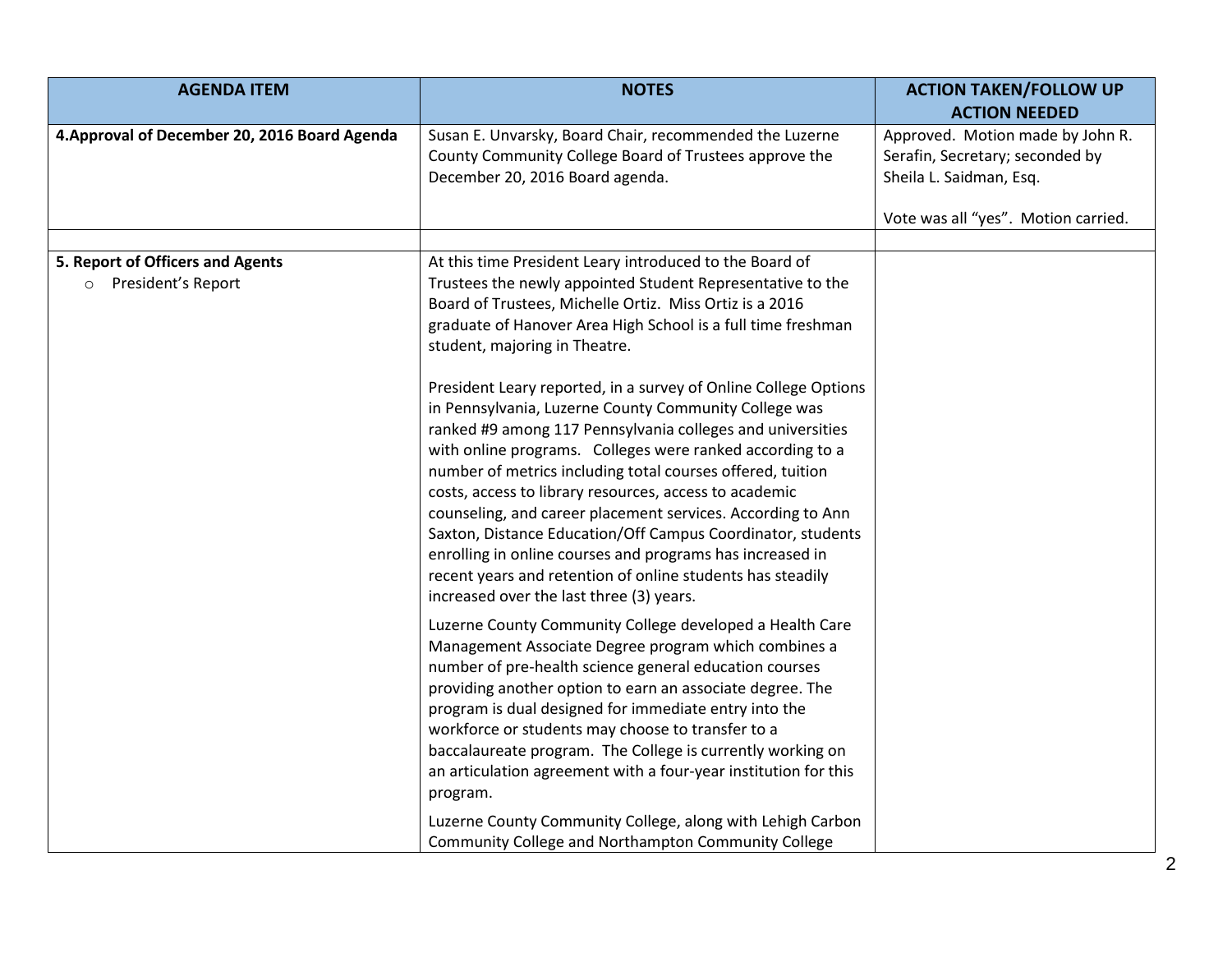| AGENDA ITEM | NOTES | ACTION TAKEN/FOLLOW UP ACTION NEEDED |
|---|---|---|
| **4.Approval of December 20, 2016 Board Agenda** | Susan E. Unvarsky, Board Chair, recommended the Luzerne County Community College Board of Trustees approve the December 20, 2016 Board agenda. | Approved. Motion made by John R. Serafin, Secretary; seconded by Sheila L. Saidman, Esq.<br><br>Vote was all "yes". Motion carried. |
| | | |
| **5. Report of Officers and Agents**<br>○ President's Report | At this time President Leary introduced to the Board of Trustees the newly appointed Student Representative to the Board of Trustees, Michelle Ortiz. Miss Ortiz is a 2016 graduate of Hanover Area High School is a full time freshman student, majoring in Theatre.<br><br>President Leary reported, in a survey of Online College Options in Pennsylvania, Luzerne County Community College was ranked #9 among 117 Pennsylvania colleges and universities with online programs. Colleges were ranked according to a number of metrics including total courses offered, tuition costs, access to library resources, access to academic counseling, and career placement services. According to Ann Saxton, Distance Education/Off Campus Coordinator, students enrolling in online courses and programs has increased in recent years and retention of online students has steadily increased over the last three (3) years.<br><br>Luzerne County Community College developed a Health Care Management Associate Degree program which combines a number of pre-health science general education courses providing another option to earn an associate degree. The program is dual designed for immediate entry into the workforce or students may choose to transfer to a baccalaureate program. The College is currently working on an articulation agreement with a four-year institution for this program.<br><br>Luzerne County Community College, along with Lehigh Carbon Community College and Northampton Community College | |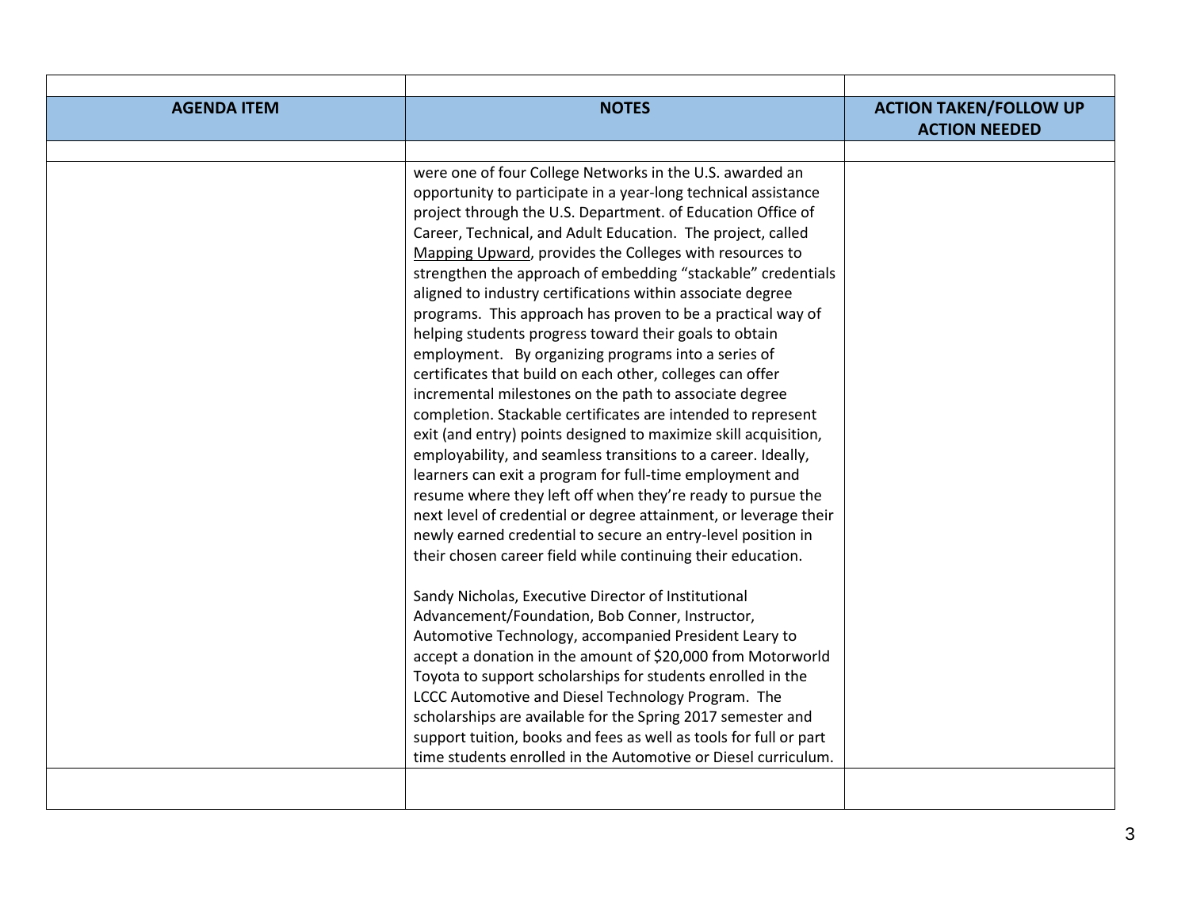| AGENDA ITEM | NOTES | ACTION TAKEN/FOLLOW UP ACTION NEEDED |
|---|---|---|
| | | |
| | were one of four College Networks in the U.S. awarded an opportunity to participate in a year-long technical assistance project through the U.S. Department. of Education Office of Career, Technical, and Adult Education. The project, called Mapping Upward, provides the Colleges with resources to strengthen the approach of embedding "stackable" credentials aligned to industry certifications within associate degree programs. This approach has proven to be a practical way of helping students progress toward their goals to obtain employment. By organizing programs into a series of certificates that build on each other, colleges can offer incremental milestones on the path to associate degree completion. Stackable certificates are intended to represent exit (and entry) points designed to maximize skill acquisition, employability, and seamless transitions to a career. Ideally, learners can exit a program for full-time employment and resume where they left off when they're ready to pursue the next level of credential or degree attainment, or leverage their newly earned credential to secure an entry-level position in their chosen career field while continuing their education.<br><br>Sandy Nicholas, Executive Director of Institutional Advancement/Foundation, Bob Conner, Instructor, Automotive Technology, accompanied President Leary to accept a donation in the amount of $20,000 from Motorworld Toyota to support scholarships for students enrolled in the LCCC Automotive and Diesel Technology Program. The scholarships are available for the Spring 2017 semester and support tuition, books and fees as well as tools for full or part time students enrolled in the Automotive or Diesel curriculum. | |
| | | |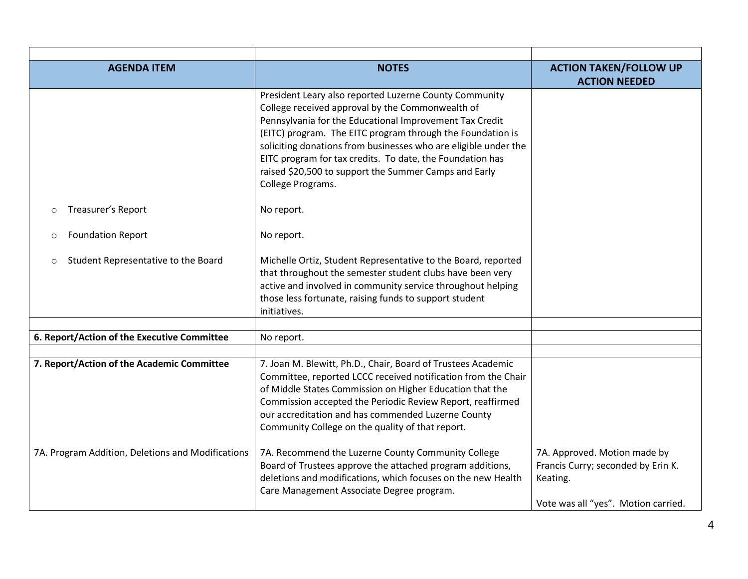| AGENDA ITEM | NOTES | ACTION TAKEN/FOLLOW UP ACTION NEEDED |
|---|---|---|
| | President Leary also reported Luzerne County Community College received approval by the Commonwealth of Pennsylvania for the Educational Improvement Tax Credit (EITC) program. The EITC program through the Foundation is soliciting donations from businesses who are eligible under the EITC program for tax credits. To date, the Foundation has raised $20,500 to support the Summer Camps and Early College Programs. | |
| ○ Treasurer's Report | No report. | |
| ○ Foundation Report | No report. | |
| ○ Student Representative to the Board | Michelle Ortiz, Student Representative to the Board, reported that throughout the semester student clubs have been very active and involved in community service throughout helping those less fortunate, raising funds to support student initiatives. | |
| | | |
| **6. Report/Action of the Executive Committee** | No report. | |
| | | |
| **7. Report/Action of the Academic Committee** | 7. Joan M. Blewitt, Ph.D., Chair, Board of Trustees Academic Committee, reported LCCC received notification from the Chair of Middle States Commission on Higher Education that the Commission accepted the Periodic Review Report, reaffirmed our accreditation and has commended Luzerne County Community College on the quality of that report. | |
| 7A. Program Addition, Deletions and Modifications | 7A. Recommend the Luzerne County Community College Board of Trustees approve the attached program additions, deletions and modifications, which focuses on the new Health Care Management Associate Degree program. | 7A. Approved. Motion made by Francis Curry; seconded by Erin K. Keating.<br><br>Vote was all "yes". Motion carried. |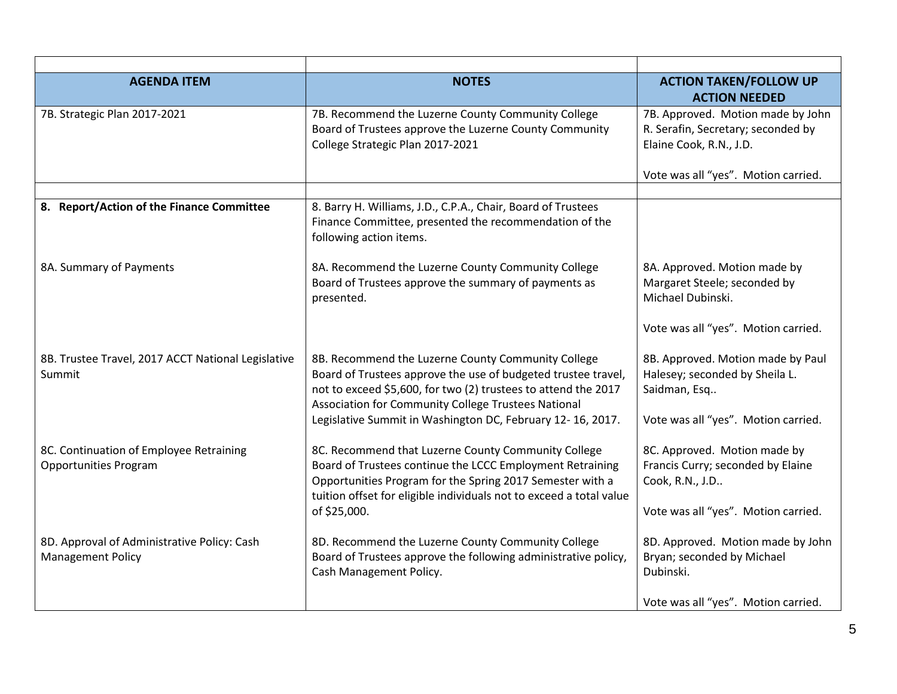| AGENDA ITEM | NOTES | ACTION TAKEN/FOLLOW UP ACTION NEEDED |
|---|---|---|
| 7B. Strategic Plan 2017-2021 | 7B. Recommend the Luzerne County Community College Board of Trustees approve the Luzerne County Community College Strategic Plan 2017-2021 | 7B. Approved. Motion made by John R. Serafin, Secretary; seconded by Elaine Cook, R.N., J.D.<br><br>Vote was all "yes". Motion carried. |
| | | |
| **8. Report/Action of the Finance Committee** | 8. Barry H. Williams, J.D., C.P.A., Chair, Board of Trustees Finance Committee, presented the recommendation of the following action items. | |
| 8A. Summary of Payments | 8A. Recommend the Luzerne County Community College Board of Trustees approve the summary of payments as presented. | 8A. Approved. Motion made by Margaret Steele; seconded by Michael Dubinski.<br><br>Vote was all "yes". Motion carried. |
| 8B. Trustee Travel, 2017 ACCT National Legislative Summit | 8B. Recommend the Luzerne County Community College Board of Trustees approve the use of budgeted trustee travel, not to exceed $5,600, for two (2) trustees to attend the 2017 Association for Community College Trustees National Legislative Summit in Washington DC, February 12- 16, 2017. | 8B. Approved. Motion made by Paul Halesey; seconded by Sheila L. Saidman, Esq..<br><br>Vote was all "yes". Motion carried. |
| 8C. Continuation of Employee Retraining Opportunities Program | 8C. Recommend that Luzerne County Community College Board of Trustees continue the LCCC Employment Retraining Opportunities Program for the Spring 2017 Semester with a tuition offset for eligible individuals not to exceed a total value of $25,000. | 8C. Approved. Motion made by Francis Curry; seconded by Elaine Cook, R.N., J.D..<br><br>Vote was all "yes". Motion carried. |
| 8D. Approval of Administrative Policy: Cash Management Policy | 8D. Recommend the Luzerne County Community College Board of Trustees approve the following administrative policy, Cash Management Policy. | 8D. Approved. Motion made by John Bryan; seconded by Michael Dubinski.<br><br>Vote was all "yes". Motion carried. |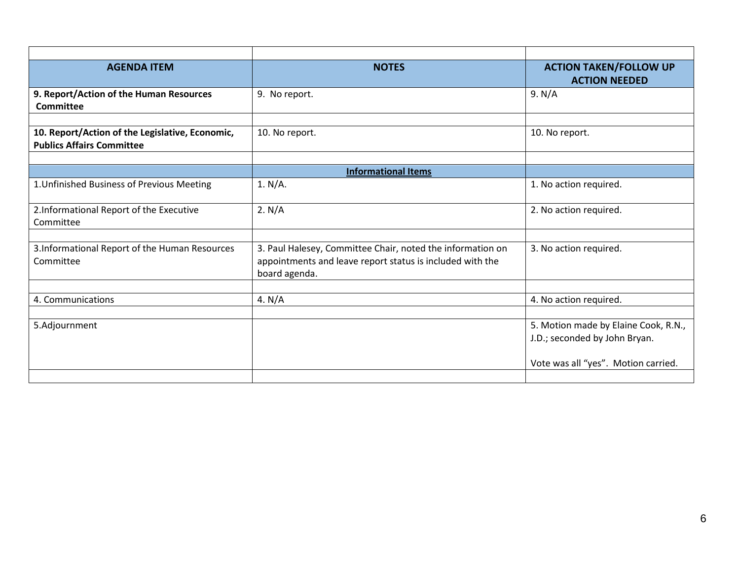| | | |
|---|---|---|
| **AGENDA ITEM** | **NOTES** | **ACTION TAKEN/FOLLOW UP ACTION NEEDED** |
| **9. Report/Action of the Human Resources Committee** | 9. No report. | 9. N/A |
| | | |
| **10. Report/Action of the Legislative, Economic, Publics Affairs Committee** | 10. No report. | 10. No report. |
| | | |
| | **Informational Items** | |
| 1.Unfinished Business of Previous Meeting | 1. N/A. | 1. No action required. |
| 2.Informational Report of the Executive Committee | 2. N/A | 2. No action required. |
| | | |
| 3.Informational Report of the Human Resources Committee | 3. Paul Halesey, Committee Chair, noted the information on appointments and leave report status is included with the board agenda. | 3. No action required. |
| | | |
| 4. Communications | 4. N/A | 4. No action required. |
| | | |
| 5.Adjournment | | 5. Motion made by Elaine Cook, R.N., J.D.; seconded by John Bryan.<br><br>Vote was all "yes". Motion carried. |
| | | |